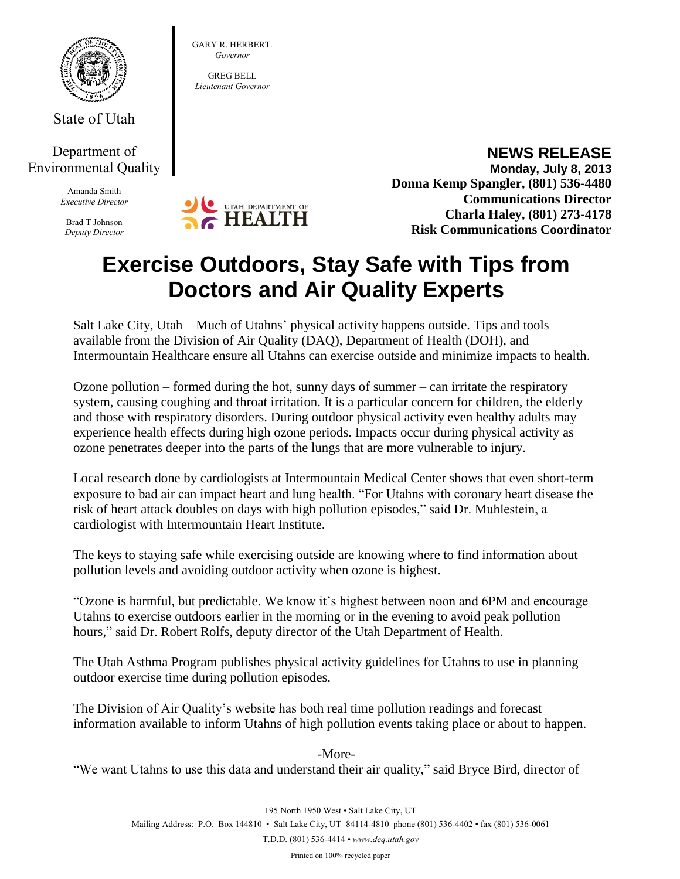State of Utah

Department of Environmental Quality

Amanda Smith
*Executive Director*

Brad T Johnson
*Deputy Director*

GARY R. HERBERT.
*Governor*

GREG BELL
*Lieutenant Governor*

UTAH DEPARTMENT OF HEALTH

**NEWS RELEASE**
**Monday, July 8, 2013**
**Donna Kemp Spangler, (801) 536-4480**
**Communications Director**
**Charla Haley, (801) 273-4178**
**Risk Communications Coordinator**

# Exercise Outdoors, Stay Safe with Tips from Doctors and Air Quality Experts

Salt Lake City, Utah – Much of Utahns' physical activity happens outside. Tips and tools available from the Division of Air Quality (DAQ), Department of Health (DOH), and Intermountain Healthcare ensure all Utahns can exercise outside and minimize impacts to health.

Ozone pollution – formed during the hot, sunny days of summer – can irritate the respiratory system, causing coughing and throat irritation. It is a particular concern for children, the elderly and those with respiratory disorders. During outdoor physical activity even healthy adults may experience health effects during high ozone periods. Impacts occur during physical activity as ozone penetrates deeper into the parts of the lungs that are more vulnerable to injury.

Local research done by cardiologists at Intermountain Medical Center shows that even short-term exposure to bad air can impact heart and lung health. "For Utahns with coronary heart disease the risk of heart attack doubles on days with high pollution episodes," said Dr. Muhlestein, a cardiologist with Intermountain Heart Institute.

The keys to staying safe while exercising outside are knowing where to find information about pollution levels and avoiding outdoor activity when ozone is highest.

"Ozone is harmful, but predictable. We know it's highest between noon and 6PM and encourage Utahns to exercise outdoors earlier in the morning or in the evening to avoid peak pollution hours," said Dr. Robert Rolfs, deputy director of the Utah Department of Health.

The Utah Asthma Program publishes physical activity guidelines for Utahns to use in planning outdoor exercise time during pollution episodes.

The Division of Air Quality's website has both real time pollution readings and forecast information available to inform Utahns of high pollution events taking place or about to happen.

-More-

"We want Utahns to use this data and understand their air quality," said Bryce Bird, director of

195 North 1950 West • Salt Lake City, UT
Mailing Address: P.O. Box 144810 • Salt Lake City, UT 84114-4810 phone (801) 536-4402 • fax (801) 536-0061
T.D.D. (801) 536-4414 • *www.deq.utah.gov*
Printed on 100% recycled paper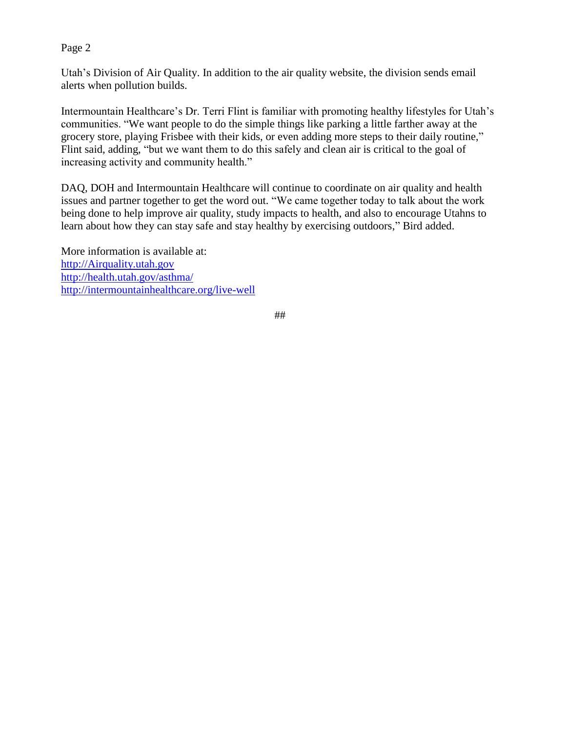Utah's Division of Air Quality. In addition to the air quality website, the division sends email alerts when pollution builds.

Intermountain Healthcare's Dr. Terri Flint is familiar with promoting healthy lifestyles for Utah's communities. "We want people to do the simple things like parking a little farther away at the grocery store, playing Frisbee with their kids, or even adding more steps to their daily routine," Flint said, adding, "but we want them to do this safely and clean air is critical to the goal of increasing activity and community health."

DAQ, DOH and Intermountain Healthcare will continue to coordinate on air quality and health issues and partner together to get the word out. "We came together today to talk about the work being done to help improve air quality, study impacts to health, and also to encourage Utahns to learn about how they can stay safe and stay healthy by exercising outdoors," Bird added.

More information is available at:
http://Airquality.utah.gov
http://health.utah.gov/asthma/
http://intermountainhealthcare.org/live-well

##